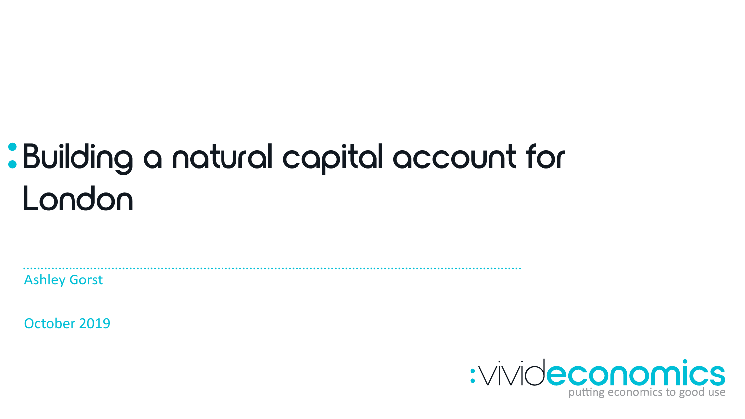# Building a natural capital account for London

Ashley Gorst

October 2019

:vivideconomics
putting economics to good use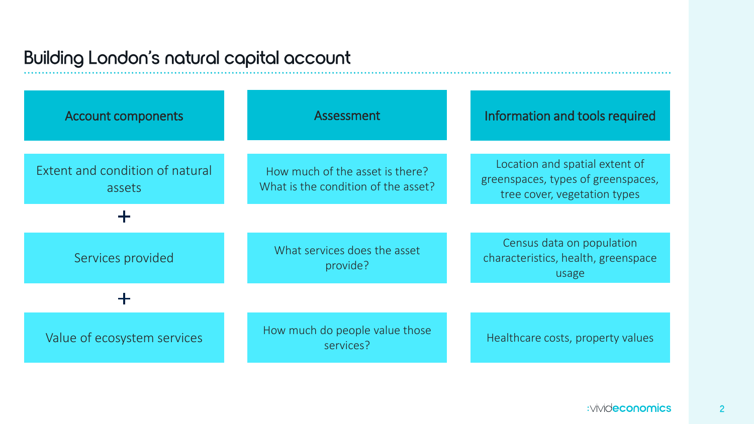# Building London's natural capital account

| Account components | Assessment | Information and tools required |
| --- | --- | --- |
| Extent and condition of natural assets | How much of the asset is there? What is the condition of the asset? | Location and spatial extent of greenspaces, types of greenspaces, tree cover, vegetation types |
| + | | |
| Services provided | What services does the asset provide? | Census data on population characteristics, health, greenspace usage |
| + | | |
| Value of ecosystem services | How much do people value those services? | Healthcare costs, property values |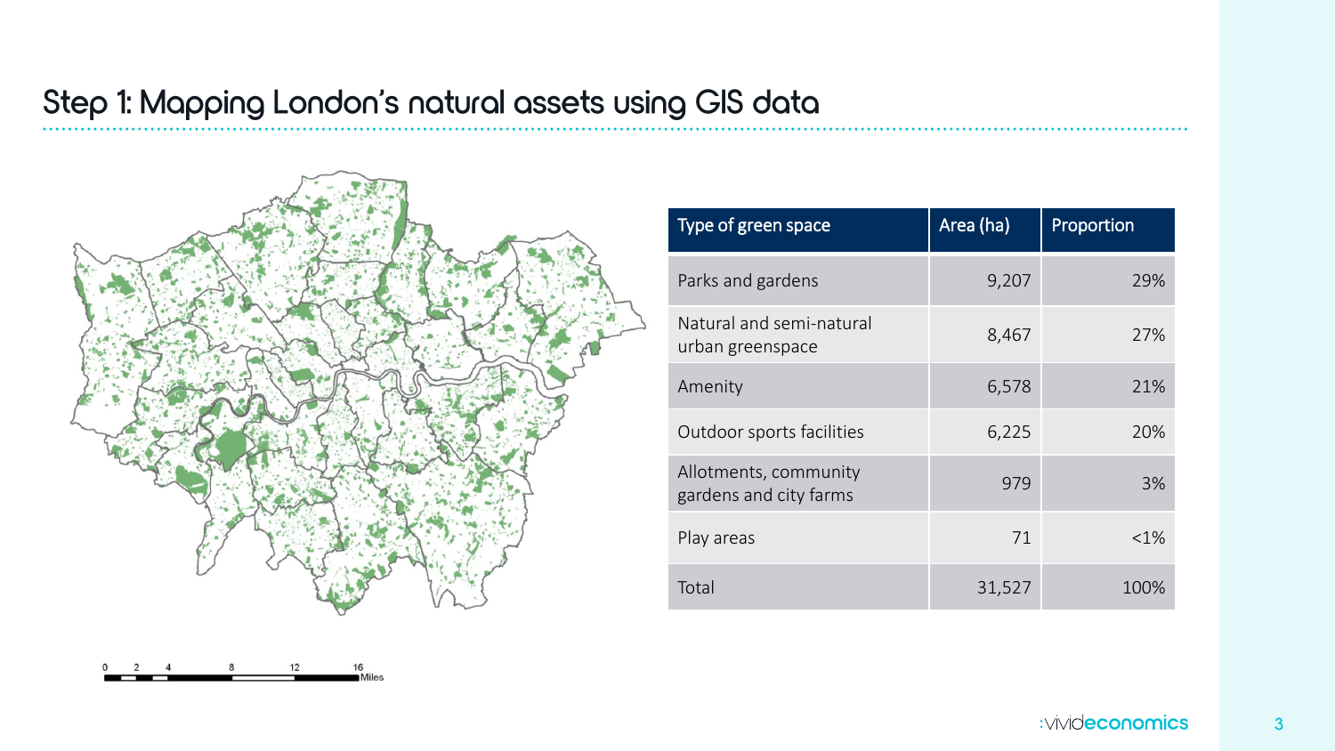# Step 1: Mapping London's natural assets using GIS data

0 2 4 8 12 16
Miles

| Type of green space | Area (ha) | Proportion |
|---|---|---|
| Parks and gardens | 9,207 | 29% |
| Natural and semi-natural urban greenspace | 8,467 | 27% |
| Amenity | 6,578 | 21% |
| Outdoor sports facilities | 6,225 | 20% |
| Allotments, community gardens and city farms | 979 | 3% |
| Play areas | 71 | <1% |
| Total | 31,527 | 100% |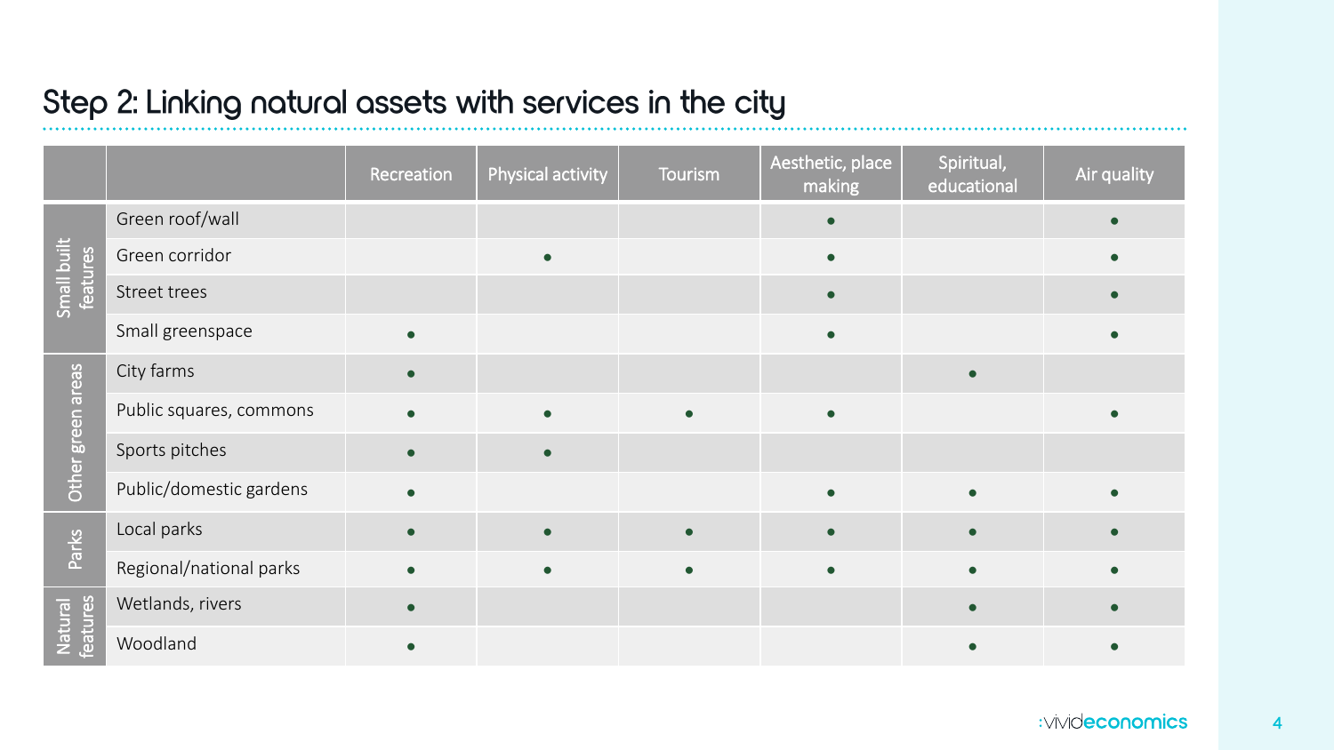## Step 2: Linking natural assets with services in the city

| | | Recreation | Physical activity | Tourism | Aesthetic, place making | Spiritual, educational | Air quality |
|---|---|---|---|---|---|---|---|
| Small built features | Green roof/wall | | | | • | | • |
| | Green corridor | | • | | • | | • |
| | Street trees | | | | • | | • |
| | Small greenspace | • | | | • | | • |
| Other green areas | City farms | • | | | | • | |
| | Public squares, commons | • | • | • | • | | • |
| | Sports pitches | • | • | | | | |
| | Public/domestic gardens | • | | | • | • | • |
| Parks | Local parks | • | • | • | • | • | • |
| | Regional/national parks | • | • | • | • | • | • |
| Natural features | Wetlands, rivers | • | | | | • | • |
| | Woodland | • | | | | • | • |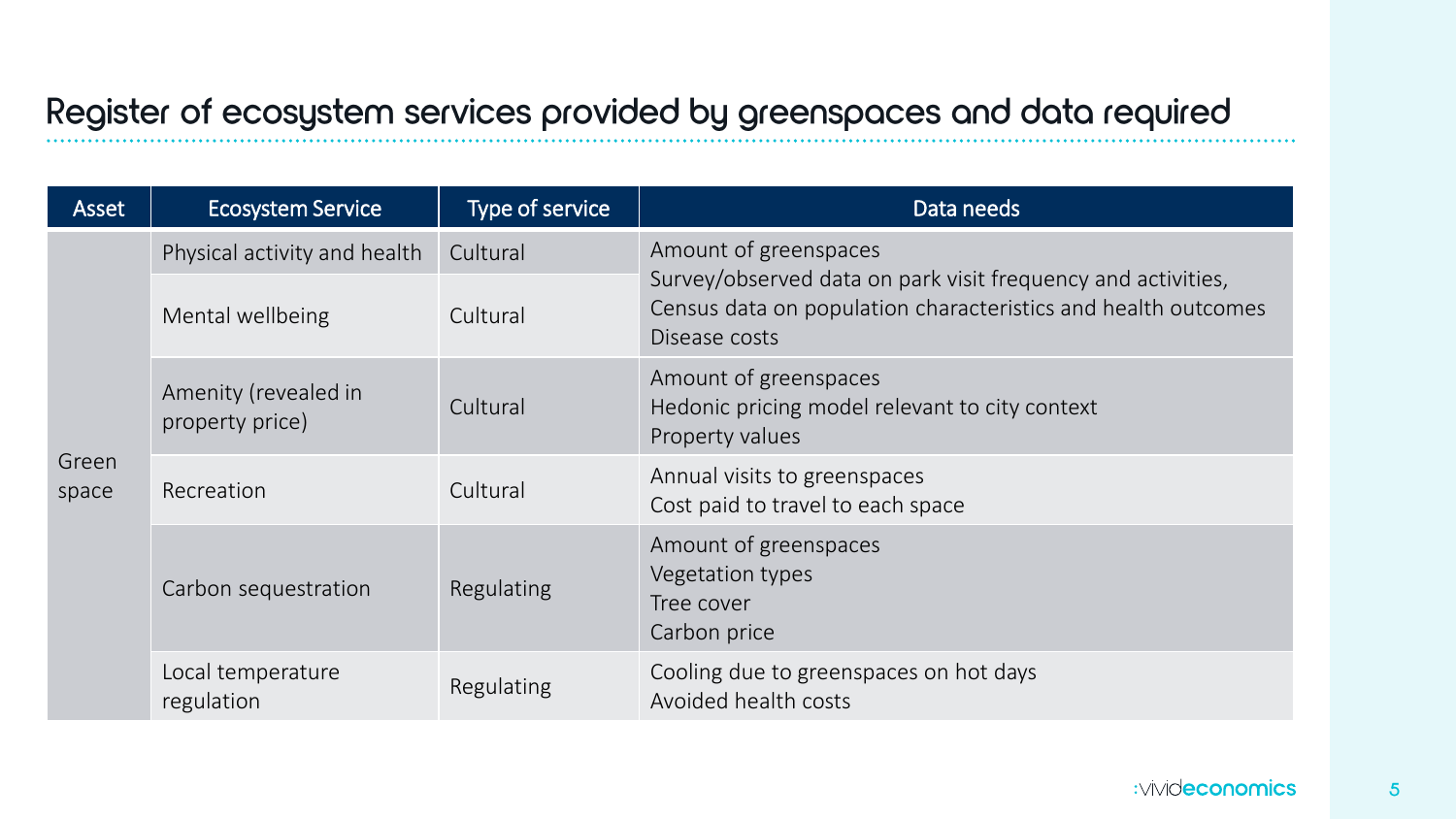# Register of ecosystem services provided by greenspaces and data required

| Asset | Ecosystem Service | Type of service | Data needs |
| --- | --- | --- | --- |
| Green space | Physical activity and health | Cultural | Amount of greenspaces<br>Survey/observed data on park visit frequency and activities,<br>Census data on population characteristics and health outcomes<br>Disease costs |
| | Mental wellbeing | Cultural | |
| | Amenity (revealed in property price) | Cultural | Amount of greenspaces<br>Hedonic pricing model relevant to city context<br>Property values |
| | Recreation | Cultural | Annual visits to greenspaces<br>Cost paid to travel to each space |
| | Carbon sequestration | Regulating | Amount of greenspaces<br>Vegetation types<br>Tree cover<br>Carbon price |
| | Local temperature regulation | Regulating | Cooling due to greenspaces on hot days<br>Avoided health costs |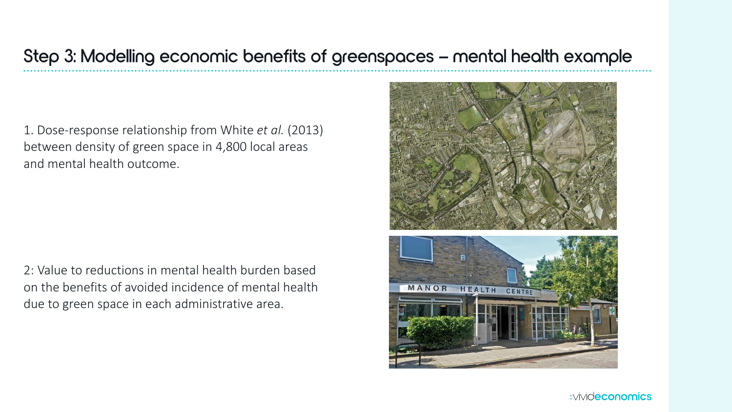## Step 3: Modelling economic benefits of greenspaces – mental health example

1. Dose-response relationship from White *et al.* (2013) between density of green space in 4,800 local areas and mental health outcome.

2: Value to reductions in mental health burden based on the benefits of avoided incidence of mental health due to green space in each administrative area.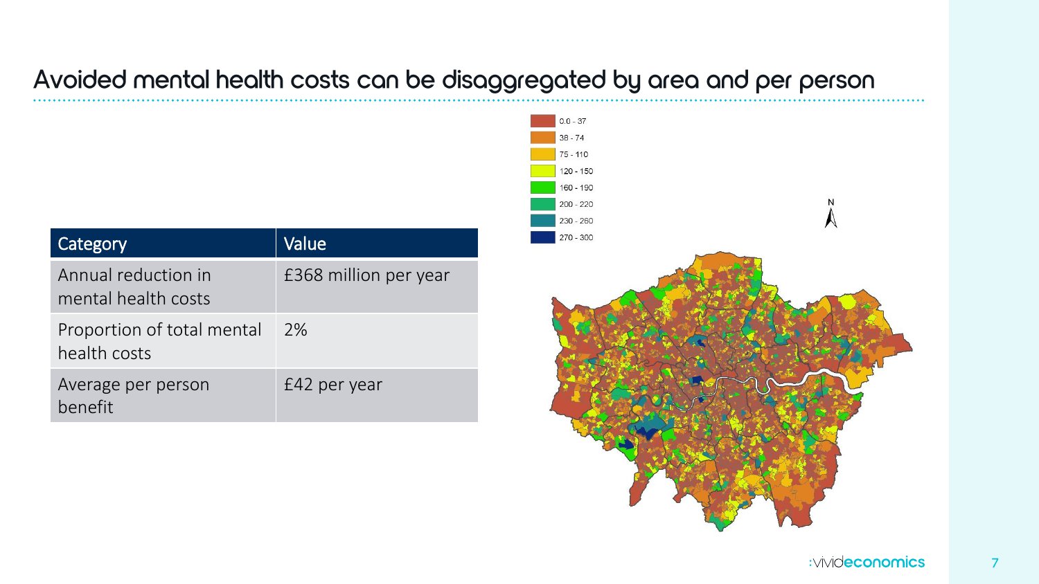# Avoided mental health costs can be disaggregated by area and per person

| Category | Value |
| --- | --- |
| Annual reduction in mental health costs | £368 million per year |
| Proportion of total mental health costs | 2% |
| Average per person benefit | £42 per year |

0.0 - 37
38 - 74
75 - 110
120 - 150
160 - 190
200 - 220
230 - 260
270 - 300

N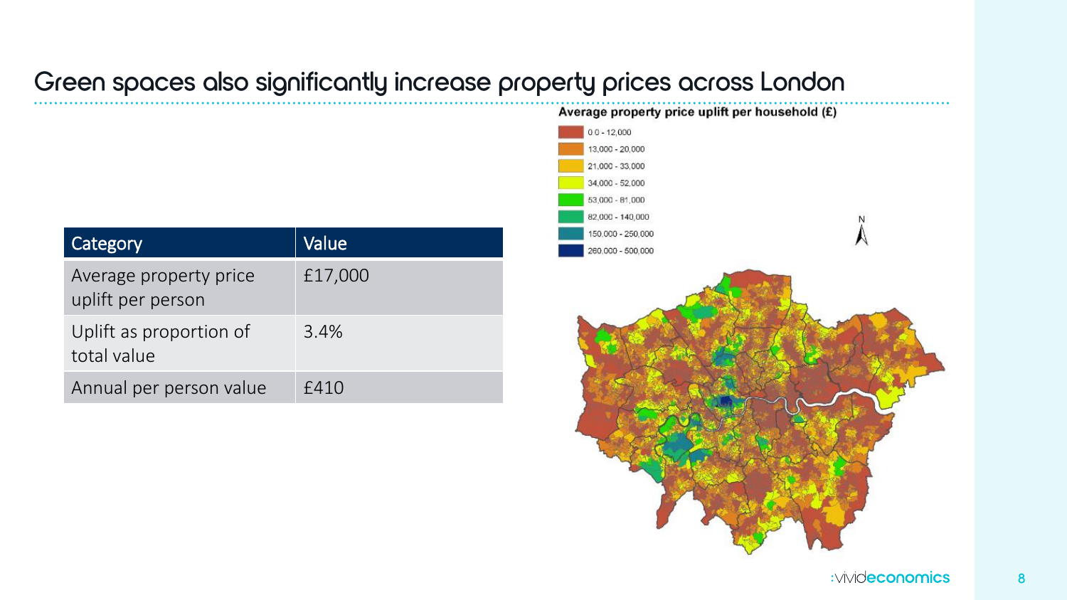# Green spaces also significantly increase property prices across London

| Category | Value |
| --- | --- |
| Average property price uplift per person | £17,000 |
| Uplift as proportion of total value | 3.4% |
| Annual per person value | £410 |

Average property price uplift per household (£)

0.0 - 12,000
13,000 - 20,000
21,000 - 33,000
34,000 - 52,000
53,000 - 81,000
82,000 - 140,000
150,000 - 250,000
260,000 - 500,000

N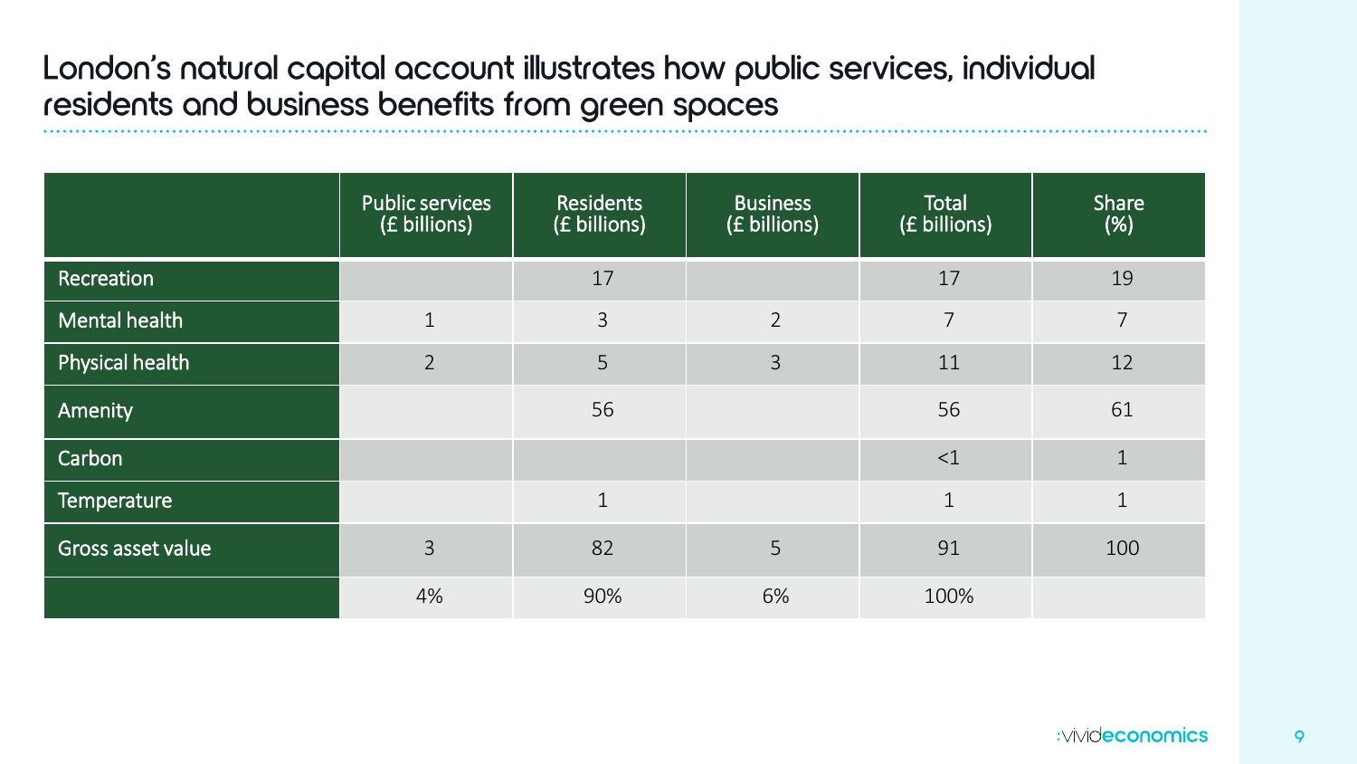# London's natural capital account illustrates how public services, individual residents and business benefits from green spaces

| | Public services (£ billions) | Residents (£ billions) | Business (£ billions) | Total (£ billions) | Share (%) |
|---|---|---|---|---|---|
| Recreation | | 17 | | 17 | 19 |
| Mental health | 1 | 3 | 2 | 7 | 7 |
| Physical health | 2 | 5 | 3 | 11 | 12 |
| Amenity | | 56 | | 56 | 61 |
| Carbon | | | | <1 | 1 |
| Temperature | | 1 | | 1 | 1 |
| Gross asset value | 3 | 82 | 5 | 91 | 100 |
| | 4% | 90% | 6% | 100% | |

:vivideconomics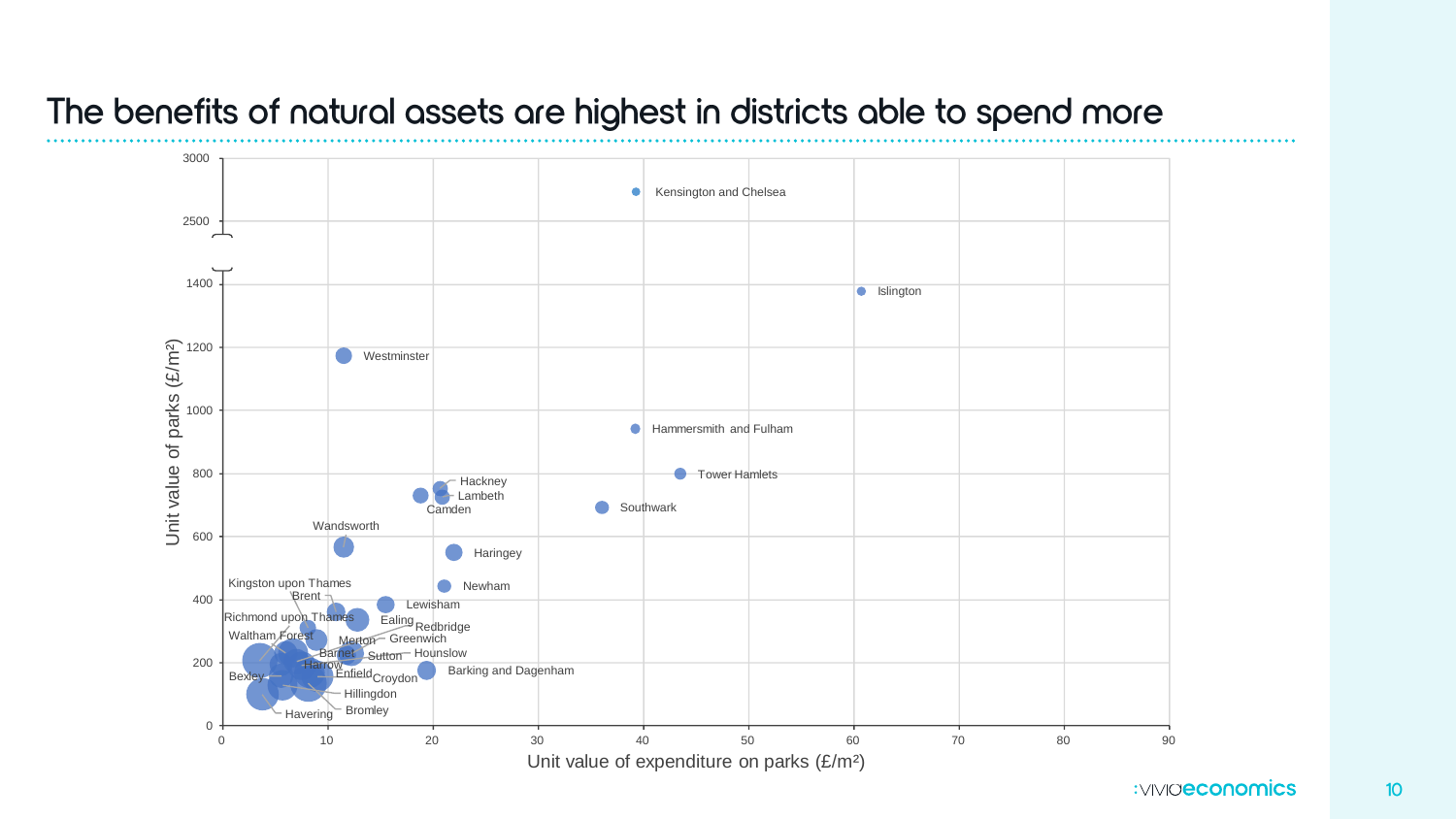# The benefits of natural assets are highest in districts able to spend more

Unit value of parks (£/m²)

3000
2500
1400
1200
1000
800
600
400
200
0

0 10 20 30 40 50 60 70 80 90

Unit value of expenditure on parks (£/m²)

Kensington and Chelsea
Islington
Westminster
Hammersmith and Fulham
Tower Hamlets
Hackney
Lambeth
Camden
Southwark
Wandsworth
Haringey
Newham
Kingston upon Thames
Brent
Lewisham
Richmond upon Thames
Ealing
Redbridge
Waltham Forest
Merton
Greenwich
Barnet
Sutton
Hounslow
Harrow
Bexley
Enfield
Croydon
Barking and Dagenham
Hillingdon
Bromley
Havering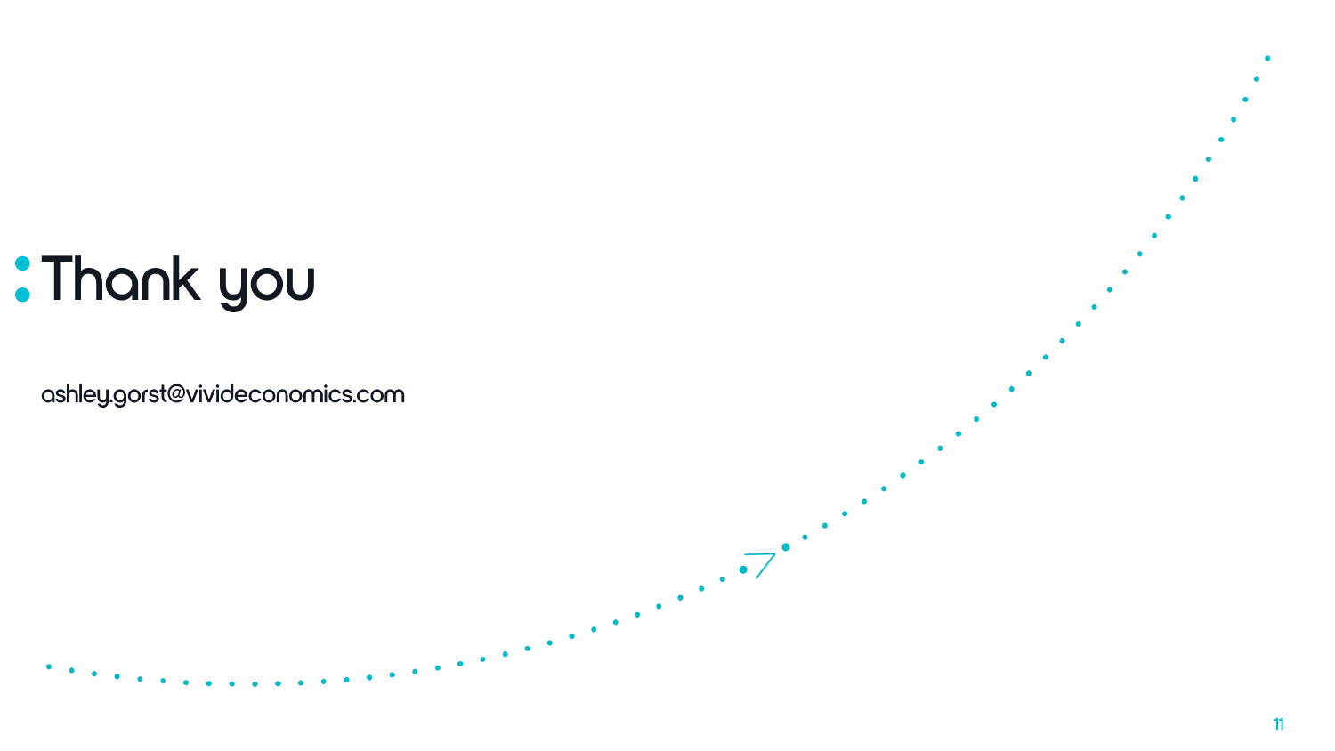# Thank you

ashley.gorst@vivideconomics.com